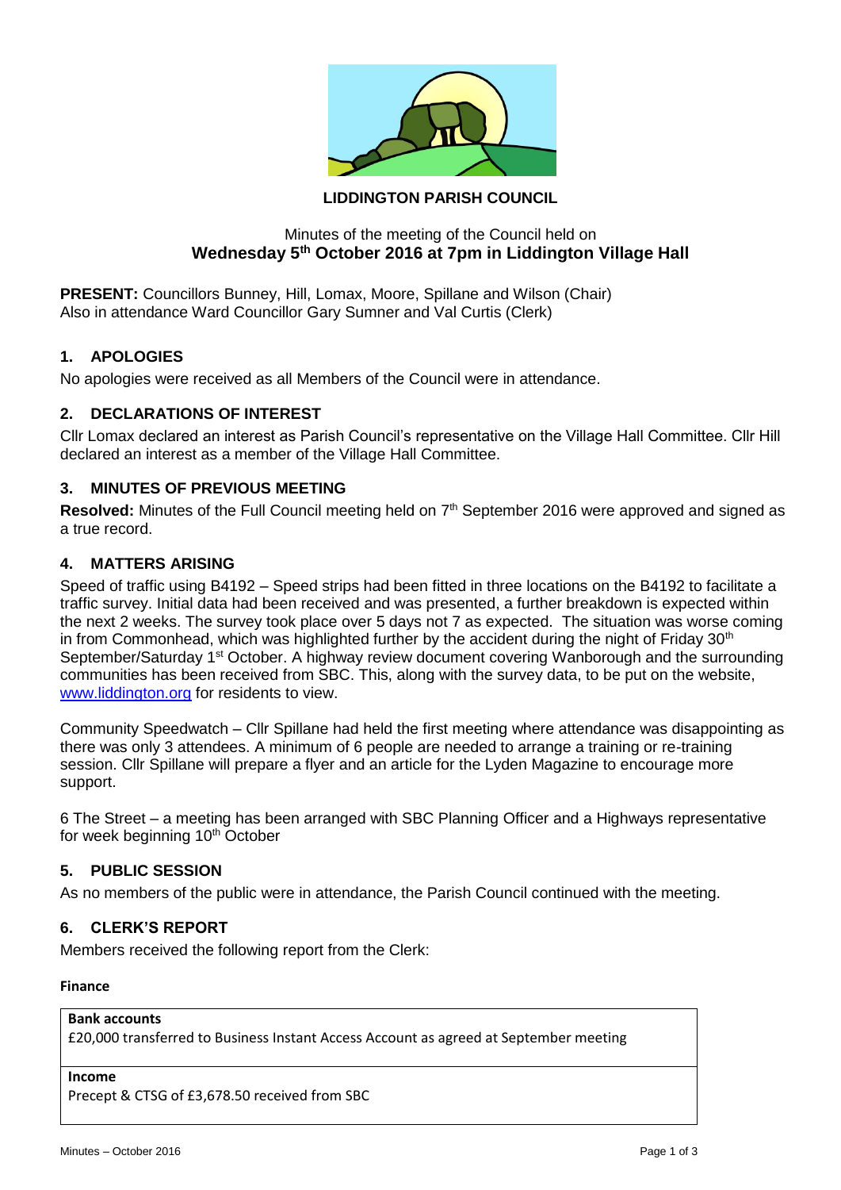**LIDDINGTON PARISH COUNCIL**

Minutes of the meeting of the Council held on
**Wednesday 5th October 2016 at 7pm in Liddington Village Hall**

**PRESENT:** Councillors Bunney, Hill, Lomax, Moore, Spillane and Wilson (Chair)
Also in attendance Ward Councillor Gary Sumner and Val Curtis (Clerk)

## 1. APOLOGIES

No apologies were received as all Members of the Council were in attendance.

## 2. DECLARATIONS OF INTEREST

Cllr Lomax declared an interest as Parish Council's representative on the Village Hall Committee. Cllr Hill declared an interest as a member of the Village Hall Committee.

## 3. MINUTES OF PREVIOUS MEETING

**Resolved:** Minutes of the Full Council meeting held on 7th September 2016 were approved and signed as a true record.

## 4. MATTERS ARISING

Speed of traffic using B4192 – Speed strips had been fitted in three locations on the B4192 to facilitate a traffic survey. Initial data had been received and was presented, a further breakdown is expected within the next 2 weeks. The survey took place over 5 days not 7 as expected. The situation was worse coming in from Commonhead, which was highlighted further by the accident during the night of Friday 30th September/Saturday 1st October. A highway review document covering Wanborough and the surrounding communities has been received from SBC. This, along with the survey data, to be put on the website, www.liddington.org for residents to view.

Community Speedwatch – Cllr Spillane had held the first meeting where attendance was disappointing as there was only 3 attendees. A minimum of 6 people are needed to arrange a training or re-training session. Cllr Spillane will prepare a flyer and an article for the Lyden Magazine to encourage more support.

6 The Street – a meeting has been arranged with SBC Planning Officer and a Highways representative for week beginning 10th October

## 5. PUBLIC SESSION

As no members of the public were in attendance, the Parish Council continued with the meeting.

## 6. CLERK'S REPORT

Members received the following report from the Clerk:

**Finance**

| **Bank accounts** |
|---|
| £20,000 transferred to Business Instant Access Account as agreed at September meeting |
| **Income** |
| Precept & CTSG of £3,678.50 received from SBC |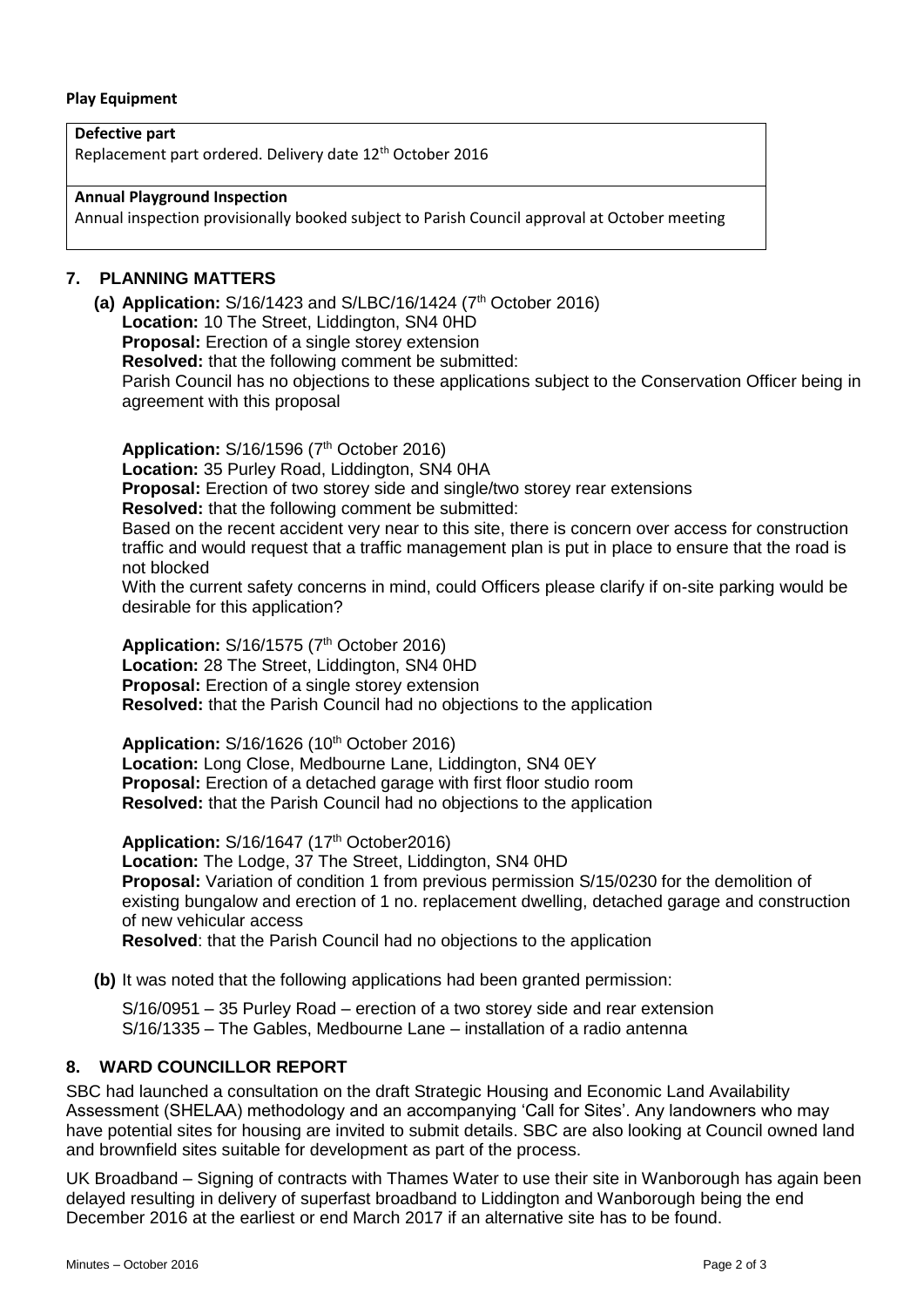**Play Equipment**

| **Defective part**<br>Replacement part ordered. Delivery date 12th October 2016 |
| --- |
| **Annual Playground Inspection**<br>Annual inspection provisionally booked subject to Parish Council approval at October meeting |

## 7. PLANNING MATTERS

**(a) Application:** S/16/1423 and S/LBC/16/1424 (7th October 2016)
**Location:** 10 The Street, Liddington, SN4 0HD
**Proposal:** Erection of a single storey extension
**Resolved:** that the following comment be submitted:
Parish Council has no objections to these applications subject to the Conservation Officer being in agreement with this proposal

**Application:** S/16/1596 (7th October 2016)
**Location:** 35 Purley Road, Liddington, SN4 0HA
**Proposal:** Erection of two storey side and single/two storey rear extensions
**Resolved:** that the following comment be submitted:
Based on the recent accident very near to this site, there is concern over access for construction traffic and would request that a traffic management plan is put in place to ensure that the road is not blocked
With the current safety concerns in mind, could Officers please clarify if on-site parking would be desirable for this application?

**Application:** S/16/1575 (7th October 2016)
**Location:** 28 The Street, Liddington, SN4 0HD
**Proposal:** Erection of a single storey extension
**Resolved:** that the Parish Council had no objections to the application

**Application:** S/16/1626 (10th October 2016)
**Location:** Long Close, Medbourne Lane, Liddington, SN4 0EY
**Proposal:** Erection of a detached garage with first floor studio room
**Resolved:** that the Parish Council had no objections to the application

**Application:** S/16/1647 (17th October2016)
**Location:** The Lodge, 37 The Street, Liddington, SN4 0HD
**Proposal:** Variation of condition 1 from previous permission S/15/0230 for the demolition of existing bungalow and erection of 1 no. replacement dwelling, detached garage and construction of new vehicular access
**Resolved**: that the Parish Council had no objections to the application

**(b)** It was noted that the following applications had been granted permission:

S/16/0951 – 35 Purley Road – erection of a two storey side and rear extension
S/16/1335 – The Gables, Medbourne Lane – installation of a radio antenna

## 8. WARD COUNCILLOR REPORT

SBC had launched a consultation on the draft Strategic Housing and Economic Land Availability Assessment (SHELAA) methodology and an accompanying 'Call for Sites'. Any landowners who may have potential sites for housing are invited to submit details. SBC are also looking at Council owned land and brownfield sites suitable for development as part of the process.

UK Broadband – Signing of contracts with Thames Water to use their site in Wanborough has again been delayed resulting in delivery of superfast broadband to Liddington and Wanborough being the end December 2016 at the earliest or end March 2017 if an alternative site has to be found.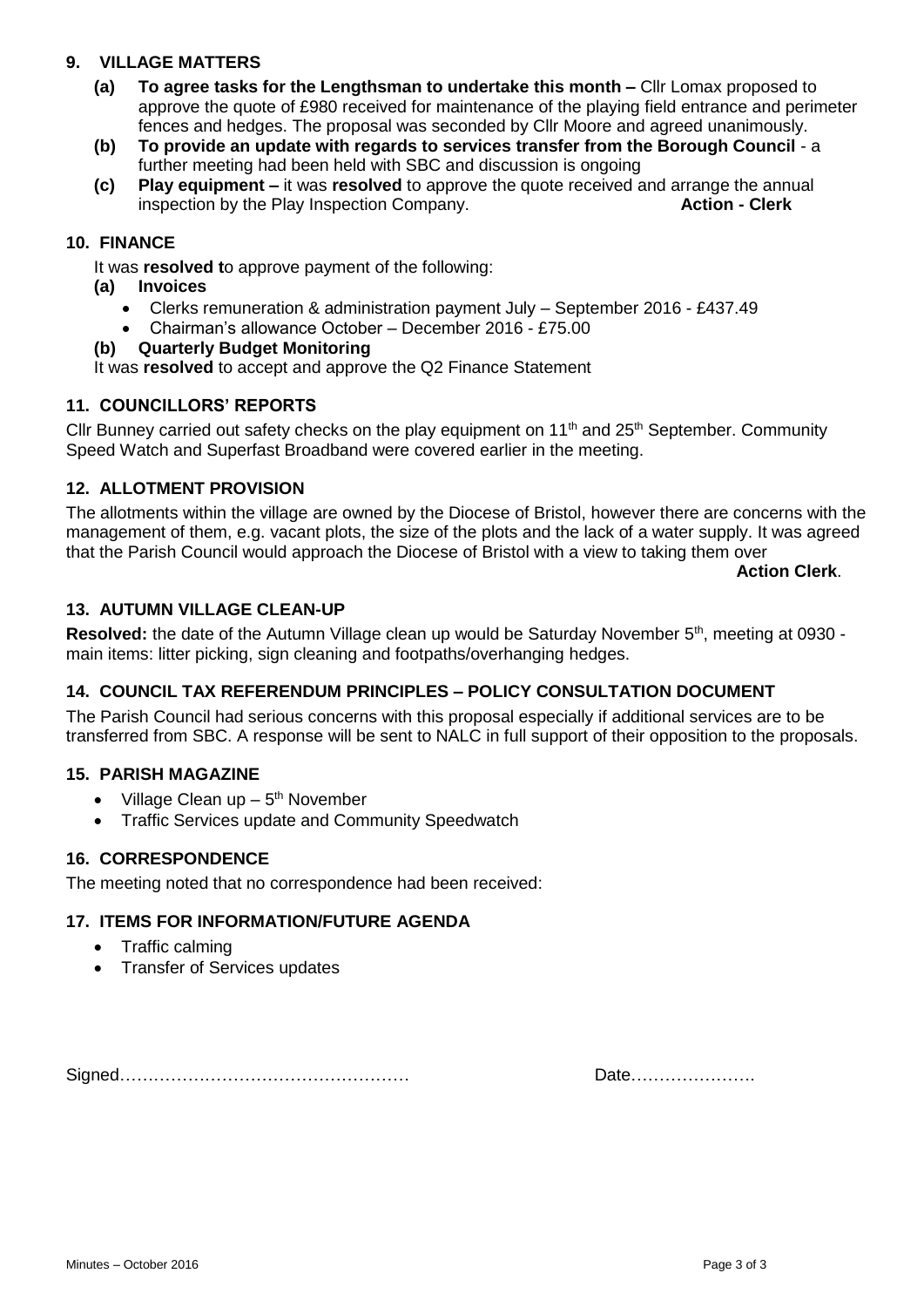## 9. VILLAGE MATTERS

- **(a) To agree tasks for the Lengthsman to undertake this month –** Cllr Lomax proposed to approve the quote of £980 received for maintenance of the playing field entrance and perimeter fences and hedges. The proposal was seconded by Cllr Moore and agreed unanimously.
- **(b) To provide an update with regards to services transfer from the Borough Council** - a further meeting had been held with SBC and discussion is ongoing
- **(c) Play equipment –** it was **resolved** to approve the quote received and arrange the annual inspection by the Play Inspection Company. **Action - Clerk**

## 10. FINANCE

It was **resolved t**o approve payment of the following:

**(a) Invoices**

- Clerks remuneration & administration payment July – September 2016 - £437.49
- Chairman's allowance October – December 2016 - £75.00

**(b) Quarterly Budget Monitoring**

It was **resolved** to accept and approve the Q2 Finance Statement

## 11. COUNCILLORS' REPORTS

Cllr Bunney carried out safety checks on the play equipment on 11th and 25th September. Community Speed Watch and Superfast Broadband were covered earlier in the meeting.

## 12. ALLOTMENT PROVISION

The allotments within the village are owned by the Diocese of Bristol, however there are concerns with the management of them, e.g. vacant plots, the size of the plots and the lack of a water supply. It was agreed that the Parish Council would approach the Diocese of Bristol with a view to taking them over

**Action Clerk**.

## 13. AUTUMN VILLAGE CLEAN-UP

**Resolved:** the date of the Autumn Village clean up would be Saturday November 5th, meeting at 0930 - main items: litter picking, sign cleaning and footpaths/overhanging hedges.

## 14. COUNCIL TAX REFERENDUM PRINCIPLES – POLICY CONSULTATION DOCUMENT

The Parish Council had serious concerns with this proposal especially if additional services are to be transferred from SBC. A response will be sent to NALC in full support of their opposition to the proposals.

## 15. PARISH MAGAZINE

- Village Clean up – 5th November
- Traffic Services update and Community Speedwatch

## 16. CORRESPONDENCE

The meeting noted that no correspondence had been received:

## 17. ITEMS FOR INFORMATION/FUTURE AGENDA

- Traffic calming
- Transfer of Services updates

Signed…………………………………………… Date………………….